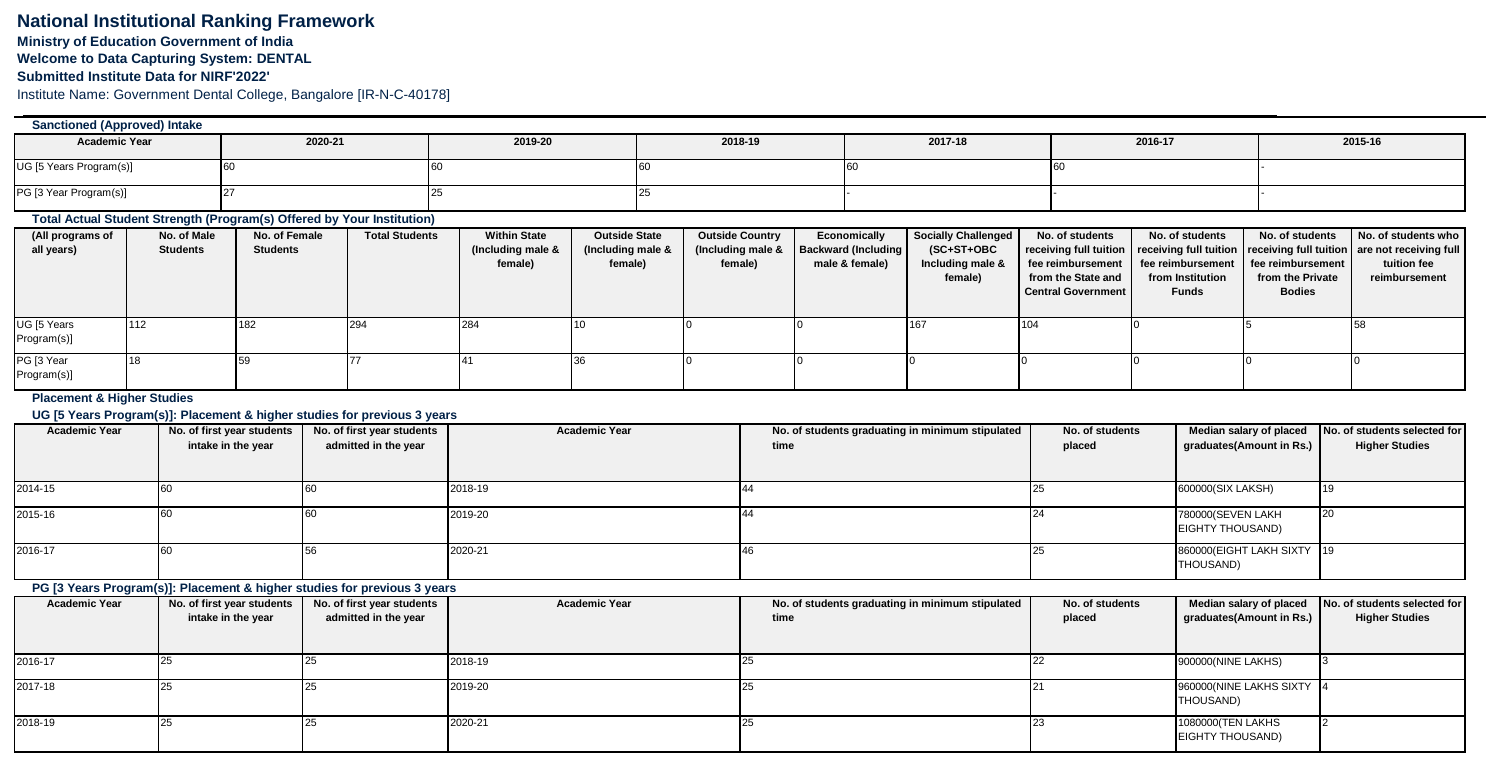# National Institutional Ranking Framework

**Ministry of Education Government of India**

**Welcome to Data Capturing System: DENTAL**

**Submitted Institute Data for NIRF'2022'**

Institute Name: Government Dental College, Bangalore [IR-N-C-40178]

### Sanctioned (Approved) Intake

| Academic Year | 2020-21 | 2019-20 | 2018-19 | 2017-18 | 2016-17 | 2015-16 |
|---|---|---|---|---|---|---|
| UG [5 Years Program(s)] | 60 | 60 | 60 | 60 | 60 | - |
| PG [3 Year Program(s)] | 27 | 25 | 25 | - | - | - |

### Total Actual Student Strength (Program(s) Offered by Your Institution)

| (All programs of all years) | No. of Male Students | No. of Female Students | Total Students | Within State (Including male & female) | Outside State (Including male & female) | Outside Country (Including male & female) | Economically Backward (Including male & female) | Socially Challenged (SC+ST+OBC Including male & female) | No. of students receiving full tuition fee reimbursement from the State and Central Government | No. of students receiving full tuition fee reimbursement from Institution Funds | No. of students receiving full tuition fee reimbursement from the Private Bodies | No. of students who are not receiving full tuition fee reimbursement |
|---|---|---|---|---|---|---|---|---|---|---|---|---|
| UG [5 Years Program(s)] | 112 | 182 | 294 | 284 | 10 | 0 | 0 | 167 | 104 | 0 | 5 | 58 |
| PG [3 Year Program(s)] | 18 | 59 | 77 | 41 | 36 | 0 | 0 | 0 | 0 | 0 | 0 | 0 |

### Placement & Higher Studies

#### UG [5 Years Program(s)]: Placement & higher studies for previous 3 years

| Academic Year | No. of first year students intake in the year | No. of first year students admitted in the year | Academic Year | No. of students graduating in minimum stipulated time | No. of students placed | Median salary of placed graduates(Amount in Rs.) | No. of students selected for Higher Studies |
|---|---|---|---|---|---|---|---|
| 2014-15 | 60 | 60 | 2018-19 | 44 | 25 | 600000(SIX LAKSH) | 19 |
| 2015-16 | 60 | 60 | 2019-20 | 44 | 24 | 780000(SEVEN LAKH EIGHTY THOUSAND) | 20 |
| 2016-17 | 60 | 56 | 2020-21 | 46 | 25 | 860000(EIGHT LAKH SIXTY THOUSAND) | 19 |

#### PG [3 Years Program(s)]: Placement & higher studies for previous 3 years

| Academic Year | No. of first year students intake in the year | No. of first year students admitted in the year | Academic Year | No. of students graduating in minimum stipulated time | No. of students placed | Median salary of placed graduates(Amount in Rs.) | No. of students selected for Higher Studies |
|---|---|---|---|---|---|---|---|
| 2016-17 | 25 | 25 | 2018-19 | 25 | 22 | 900000(NINE LAKHS) | 3 |
| 2017-18 | 25 | 25 | 2019-20 | 25 | 21 | 960000(NINE LAKHS SIXTY THOUSAND) | 4 |
| 2018-19 | 25 | 25 | 2020-21 | 25 | 23 | 1080000(TEN LAKHS EIGHTY THOUSAND) | 2 |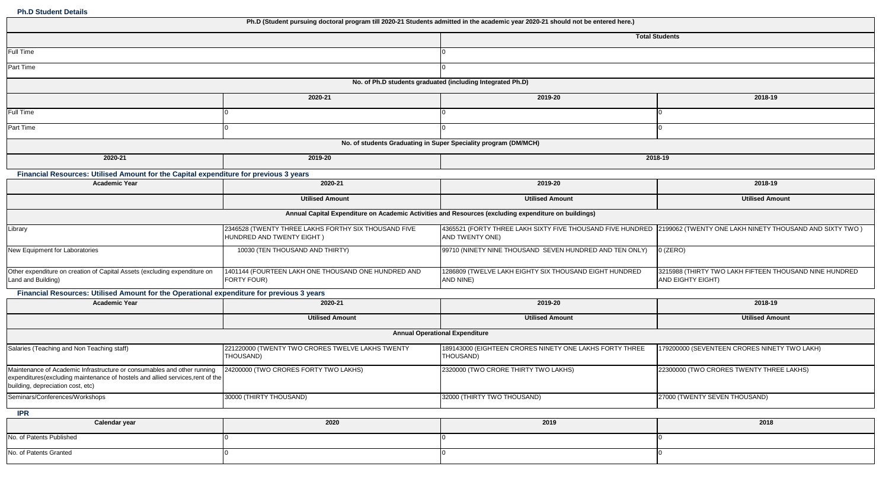**Ph.D Student Details**

| Ph.D (Student pursuing doctoral program till 2020-21 Students admitted in the academic year 2020-21 should not be entered here.) | | |
|---|---|---|
| | Total Students | |
| Full Time | 0 | |
| Part Time | 0 | |
| No. of Ph.D students graduated (including Integrated Ph.D) | | |
| 2020-21 | 2019-20 | 2018-19 |
| Full Time | 0 | 0 | 0 |
| Part Time | 0 | 0 | 0 |

| No. of students Graduating in Super Speciality program (DM/MCH) | | |
|---|---|---|
| 2020-21 | 2019-20 | 2018-19 |

**Financial Resources: Utilised Amount for the Capital expenditure for previous 3 years**

| Academic Year | 2020-21 | 2019-20 | 2018-19 |
|---|---|---|---|
| | Utilised Amount | Utilised Amount | Utilised Amount |
| Annual Capital Expenditure on Academic Activities and Resources (excluding expenditure on buildings) | | | |
| Library | 2346528 (TWENTY THREE LAKHS FORTHY SIX THOUSAND FIVE HUNDRED AND TWENTY EIGHT ) | 4365521 (FORTY THREE LAKH SIXTY FIVE THOUSAND FIVE HUNDRED AND TWENTY ONE) | 2199062 (TWENTY ONE LAKH NINETY THOUSAND AND SIXTY TWO ) |
| New Equipment for Laboratories | 10030 (TEN THOUSAND AND THIRTY) | 99710 (NINETY NINE THOUSAND SEVEN HUNDRED AND TEN ONLY) | 0 (ZERO) |
| Other expenditure on creation of Capital Assets (excluding expenditure on Land and Building) | 1401144 (FOURTEEN LAKH ONE THOUSAND ONE HUNDRED AND FORTY FOUR) | 1286809 (TWELVE LAKH EIGHTY SIX THOUSAND EIGHT HUNDRED AND NINE) | 3215988 (THIRTY TWO LAKH FIFTEEN THOUSAND NINE HUNDRED AND EIGHTY EIGHT) |

**Financial Resources: Utilised Amount for the Operational expenditure for previous 3 years**

| Academic Year | 2020-21 | 2019-20 | 2018-19 |
|---|---|---|---|
| | Utilised Amount | Utilised Amount | Utilised Amount |
| Annual Operational Expenditure | | | |
| Salaries (Teaching and Non Teaching staff) | 221220000 (TWENTY TWO CRORES TWELVE LAKHS TWENTY THOUSAND) | 189143000 (EIGHTEEN CRORES NINETY ONE LAKHS FORTY THREE THOUSAND) | 179200000 (SEVENTEEN CRORES NINETY TWO LAKH) |
| Maintenance of Academic Infrastructure or consumables and other running expenditures(excluding maintenance of hostels and allied services,rent of the building, depreciation cost, etc) | 24200000 (TWO CRORES FORTY TWO LAKHS) | 2320000 (TWO CRORE THIRTY TWO LAKHS) | 22300000 (TWO CRORES TWENTY THREE LAKHS) |
| Seminars/Conferences/Workshops | 30000 (THIRTY THOUSAND) | 32000 (THIRTY TWO THOUSAND) | 27000 (TWENTY SEVEN THOUSAND) |

**IPR**

| Calendar year | 2020 | 2019 | 2018 |
|---|---|---|---|
| No. of Patents Published | 0 | 0 | 0 |
| No. of Patents Granted | 0 | 0 | 0 |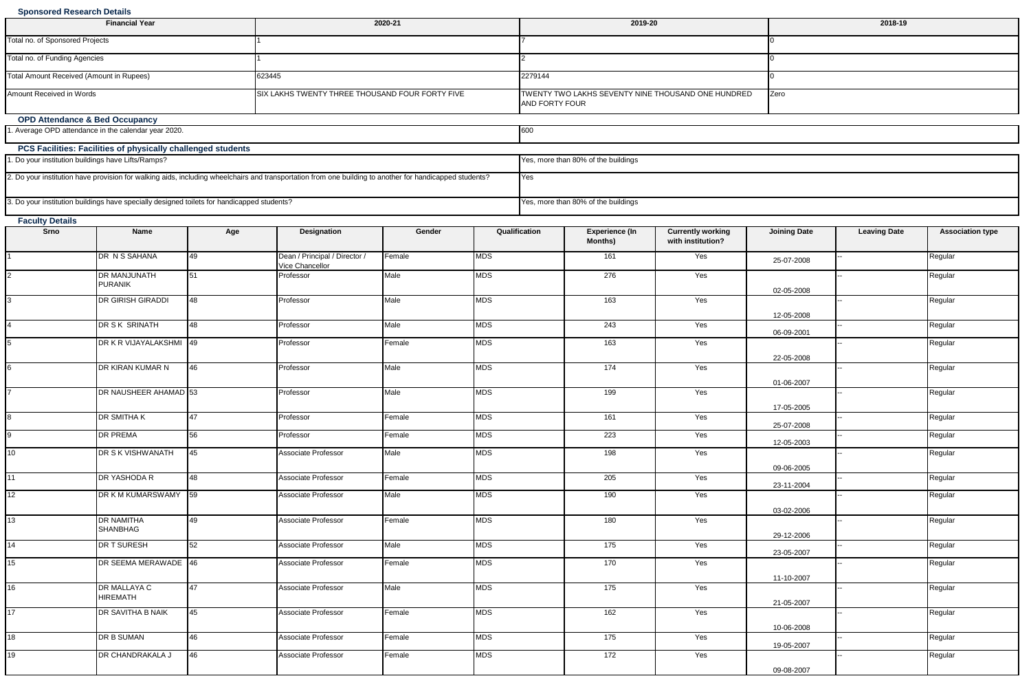### Sponsored Research Details

| Financial Year | 2020-21 | 2019-20 | 2018-19 |
|---|---|---|---|
| Total no. of Sponsored Projects | 1 | 7 | 0 |
| Total no. of Funding Agencies | 1 | 2 | 0 |
| Total Amount Received (Amount in Rupees) | 623445 | 2279144 | 0 |
| Amount Received in Words | SIX LAKHS TWENTY THREE THOUSAND FOUR FORTY FIVE | TWENTY TWO LAKHS SEVENTY NINE THOUSAND ONE HUNDRED AND FORTY FOUR | Zero |

### OPD Attendance & Bed Occupancy

| | |
|---|---|
| 1. Average OPD attendance in the calendar year 2020. | 600 |

### PCS Facilities: Facilities of physically challenged students

| | |
|---|---|
| 1. Do your institution buildings have Lifts/Ramps? | Yes, more than 80% of the buildings |
| 2. Do your institution have provision for walking aids, including wheelchairs and transportation from one building to another for handicapped students? | Yes |
| 3. Do your institution buildings have specially designed toilets for handicapped students? | Yes, more than 80% of the buildings |

### Faculty Details

| Srno | Name | Age | Designation | Gender | Qualification | Experience (In Months) | Currently working with institution? | Joining Date | Leaving Date | Association type |
|---|---|---|---|---|---|---|---|---|---|---|
| 1 | DR N S SAHANA | 49 | Dean / Principal / Director / Vice Chancellor | Female | MDS | 161 | Yes | 25-07-2008 | -- | Regular |
| 2 | DR MANJUNATH PURANIK | 51 | Professor | Male | MDS | 276 | Yes | 02-05-2008 | -- | Regular |
| 3 | DR GIRISH GIRADDI | 48 | Professor | Male | MDS | 163 | Yes | 12-05-2008 | -- | Regular |
| 4 | DR S K SRINATH | 48 | Professor | Male | MDS | 243 | Yes | 06-09-2001 | -- | Regular |
| 5 | DR K R VIJAYALAKSHMI | 49 | Professor | Female | MDS | 163 | Yes | 22-05-2008 | -- | Regular |
| 6 | DR KIRAN KUMAR N | 46 | Professor | Male | MDS | 174 | Yes | 01-06-2007 | -- | Regular |
| 7 | DR NAUSHEER AHAMAD | 53 | Professor | Male | MDS | 199 | Yes | 17-05-2005 | -- | Regular |
| 8 | DR SMITHA K | 47 | Professor | Female | MDS | 161 | Yes | 25-07-2008 | -- | Regular |
| 9 | DR PREMA | 56 | Professor | Female | MDS | 223 | Yes | 12-05-2003 | -- | Regular |
| 10 | DR S K VISHWANATH | 45 | Associate Professor | Male | MDS | 198 | Yes | 09-06-2005 | -- | Regular |
| 11 | DR YASHODA R | 48 | Associate Professor | Female | MDS | 205 | Yes | 23-11-2004 | -- | Regular |
| 12 | DR K M KUMARSWAMY | 59 | Associate Professor | Male | MDS | 190 | Yes | 03-02-2006 | -- | Regular |
| 13 | DR NAMITHA SHANBHAG | 49 | Associate Professor | Female | MDS | 180 | Yes | 29-12-2006 | -- | Regular |
| 14 | DR T SURESH | 52 | Associate Professor | Male | MDS | 175 | Yes | 23-05-2007 | -- | Regular |
| 15 | DR SEEMA MERAWADE | 46 | Associate Professor | Female | MDS | 170 | Yes | 11-10-2007 | -- | Regular |
| 16 | DR MALLAYA C HIREMATH | 47 | Associate Professor | Male | MDS | 175 | Yes | 21-05-2007 | -- | Regular |
| 17 | DR SAVITHA B NAIK | 45 | Associate Professor | Female | MDS | 162 | Yes | 10-06-2008 | -- | Regular |
| 18 | DR B SUMAN | 46 | Associate Professor | Female | MDS | 175 | Yes | 19-05-2007 | -- | Regular |
| 19 | DR CHANDRAKALA J | 46 | Associate Professor | Female | MDS | 172 | Yes | 09-08-2007 | -- | Regular |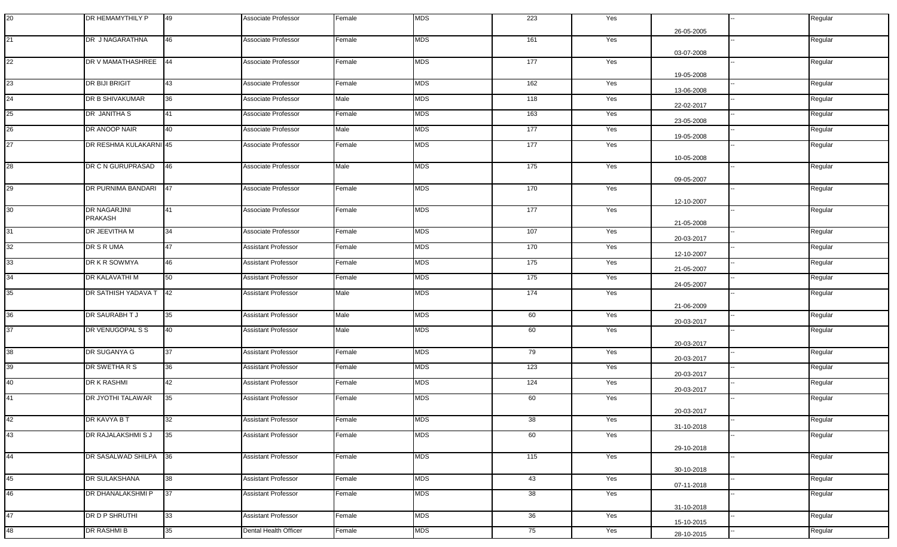| | | | | | | | | | | |
|---|---|---|---|---|---|---|---|---|---|---|
| 20 | DR HEMAMYTHILY P | 49 | Associate Professor | Female | MDS | 223 | Yes | 26-05-2005 | -- | Regular |
| 21 | DR J NAGARATHNA | 46 | Associate Professor | Female | MDS | 161 | Yes | 03-07-2008 | -- | Regular |
| 22 | DR V MAMATHASHREE | 44 | Associate Professor | Female | MDS | 177 | Yes | 19-05-2008 | -- | Regular |
| 23 | DR BIJI BRIGIT | 43 | Associate Professor | Female | MDS | 162 | Yes | 13-06-2008 | -- | Regular |
| 24 | DR B SHIVAKUMAR | 36 | Associate Professor | Male | MDS | 118 | Yes | 22-02-2017 | -- | Regular |
| 25 | DR JANITHA S | 41 | Associate Professor | Female | MDS | 163 | Yes | 23-05-2008 | -- | Regular |
| 26 | DR ANOOP NAIR | 40 | Associate Professor | Male | MDS | 177 | Yes | 19-05-2008 | -- | Regular |
| 27 | DR RESHMA KULAKARNI | 45 | Associate Professor | Female | MDS | 177 | Yes | 10-05-2008 | -- | Regular |
| 28 | DR C N GURUPRASAD | 46 | Associate Professor | Male | MDS | 175 | Yes | 09-05-2007 | -- | Regular |
| 29 | DR PURNIMA BANDARI | 47 | Associate Professor | Female | MDS | 170 | Yes | 12-10-2007 | -- | Regular |
| 30 | DR NAGARJINI PRAKASH | 41 | Associate Professor | Female | MDS | 177 | Yes | 21-05-2008 | -- | Regular |
| 31 | DR JEEVITHA M | 34 | Associate Professor | Female | MDS | 107 | Yes | 20-03-2017 | -- | Regular |
| 32 | DR S R UMA | 47 | Assistant Professor | Female | MDS | 170 | Yes | 12-10-2007 | -- | Regular |
| 33 | DR K R SOWMYA | 46 | Assistant Professor | Female | MDS | 175 | Yes | 21-05-2007 | -- | Regular |
| 34 | DR KALAVATHI M | 50 | Assistant Professor | Female | MDS | 175 | Yes | 24-05-2007 | -- | Regular |
| 35 | DR SATHISH YADAVA T | 42 | Assistant Professor | Male | MDS | 174 | Yes | 21-06-2009 | -- | Regular |
| 36 | DR SAURABH T J | 35 | Assistant Professor | Male | MDS | 60 | Yes | 20-03-2017 | -- | Regular |
| 37 | DR VENUGOPAL S S | 40 | Assistant Professor | Male | MDS | 60 | Yes | 20-03-2017 | -- | Regular |
| 38 | DR SUGANYA G | 37 | Assistant Professor | Female | MDS | 79 | Yes | 20-03-2017 | -- | Regular |
| 39 | DR SWETHA R S | 36 | Assistant Professor | Female | MDS | 123 | Yes | 20-03-2017 | -- | Regular |
| 40 | DR K RASHMI | 42 | Assistant Professor | Female | MDS | 124 | Yes | 20-03-2017 | -- | Regular |
| 41 | DR JYOTHI TALAWAR | 35 | Assistant Professor | Female | MDS | 60 | Yes | 20-03-2017 | -- | Regular |
| 42 | DR KAVYA B T | 32 | Assistant Professor | Female | MDS | 38 | Yes | 31-10-2018 | -- | Regular |
| 43 | DR RAJALAKSHMI S J | 35 | Assistant Professor | Female | MDS | 60 | Yes | 29-10-2018 | -- | Regular |
| 44 | DR SASALWAD SHILPA | 36 | Assistant Professor | Female | MDS | 115 | Yes | 30-10-2018 | -- | Regular |
| 45 | DR SULAKSHANA | 38 | Assistant Professor | Female | MDS | 43 | Yes | 07-11-2018 | -- | Regular |
| 46 | DR DHANALAKSHMI P | 37 | Assistant Professor | Female | MDS | 38 | Yes | 31-10-2018 | -- | Regular |
| 47 | DR D P SHRUTHI | 33 | Assistant Professor | Female | MDS | 36 | Yes | 15-10-2015 | -- | Regular |
| 48 | DR RASHMI B | 35 | Dental Health Officer | Female | MDS | 75 | Yes | 28-10-2015 | -- | Regular |